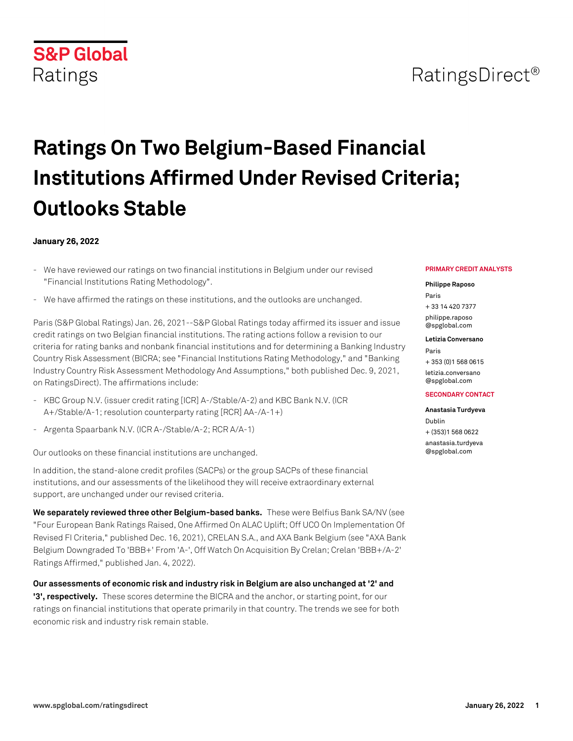S&P Global Ratings

RatingsDirect®

# Ratings On Two Belgium-Based Financial Institutions Affirmed Under Revised Criteria; Outlooks Stable

**January 26, 2022**

- We have reviewed our ratings on two financial institutions in Belgium under our revised "Financial Institutions Rating Methodology".
- We have affirmed the ratings on these institutions, and the outlooks are unchanged.

Paris (S&P Global Ratings) Jan. 26, 2021--S&P Global Ratings today affirmed its issuer and issue credit ratings on two Belgian financial institutions. The rating actions follow a revision to our criteria for rating banks and nonbank financial institutions and for determining a Banking Industry Country Risk Assessment (BICRA; see "Financial Institutions Rating Methodology," and "Banking Industry Country Risk Assessment Methodology And Assumptions," both published Dec. 9, 2021, on RatingsDirect). The affirmations include:

- KBC Group N.V. (issuer credit rating [ICR] A-/Stable/A-2) and KBC Bank N.V. (ICR A+/Stable/A-1; resolution counterparty rating [RCR] AA-/A-1+)
- Argenta Spaarbank N.V. (ICR A-/Stable/A-2; RCR A/A-1)

Our outlooks on these financial institutions are unchanged.

In addition, the stand-alone credit profiles (SACPs) or the group SACPs of these financial institutions, and our assessments of the likelihood they will receive extraordinary external support, are unchanged under our revised criteria.

**We separately reviewed three other Belgium-based banks.** These were Belfius Bank SA/NV (see "Four European Bank Ratings Raised, One Affirmed On ALAC Uplift; Off UCO On Implementation Of Revised FI Criteria," published Dec. 16, 2021), CRELAN S.A., and AXA Bank Belgium (see "AXA Bank Belgium Downgraded To 'BBB+' From 'A-', Off Watch On Acquisition By Crelan; Crelan 'BBB+/A-2' Ratings Affirmed," published Jan. 4, 2022).

**Our assessments of economic risk and industry risk in Belgium are also unchanged at '2' and '3', respectively.** These scores determine the BICRA and the anchor, or starting point, for our ratings on financial institutions that operate primarily in that country. The trends we see for both economic risk and industry risk remain stable.

**PRIMARY CREDIT ANALYSTS**

**Philippe Raposo**
Paris
+ 33 14 420 7377
philippe.raposo@spglobal.com

**Letizia Conversano**
Paris
+ 353 (0)1 568 0615
letizia.conversano@spglobal.com

**SECONDARY CONTACT**

**Anastasia Turdyeva**
Dublin
+ (353)1 568 0622
anastasia.turdyeva@spglobal.com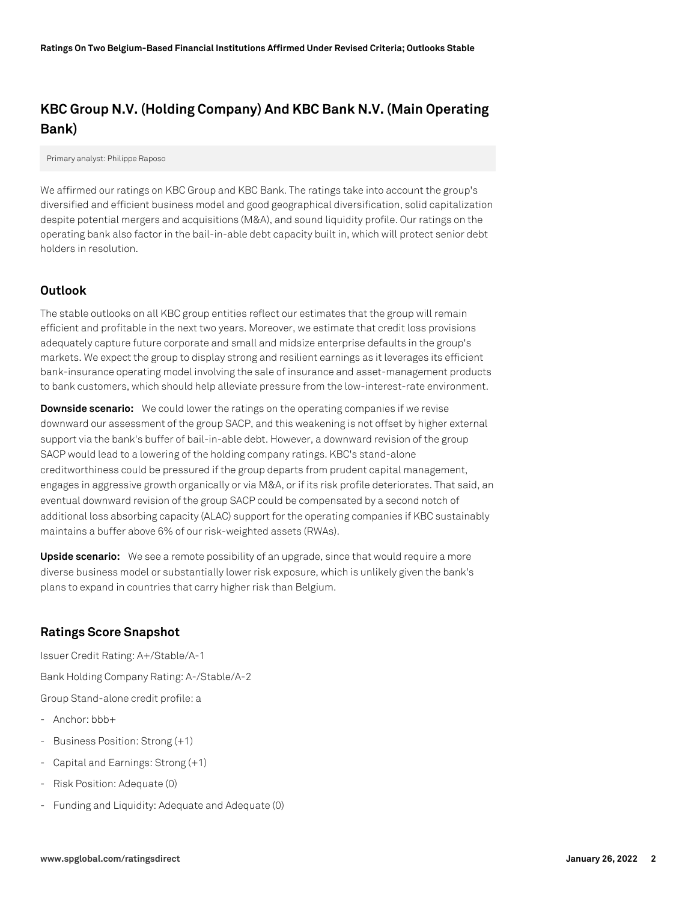## KBC Group N.V. (Holding Company) And KBC Bank N.V. (Main Operating Bank)

Primary analyst: Philippe Raposo

We affirmed our ratings on KBC Group and KBC Bank. The ratings take into account the group's diversified and efficient business model and good geographical diversification, solid capitalization despite potential mergers and acquisitions (M&A), and sound liquidity profile. Our ratings on the operating bank also factor in the bail-in-able debt capacity built in, which will protect senior debt holders in resolution.

### Outlook

The stable outlooks on all KBC group entities reflect our estimates that the group will remain efficient and profitable in the next two years. Moreover, we estimate that credit loss provisions adequately capture future corporate and small and midsize enterprise defaults in the group's markets. We expect the group to display strong and resilient earnings as it leverages its efficient bank-insurance operating model involving the sale of insurance and asset-management products to bank customers, which should help alleviate pressure from the low-interest-rate environment.

**Downside scenario:** We could lower the ratings on the operating companies if we revise downward our assessment of the group SACP, and this weakening is not offset by higher external support via the bank's buffer of bail-in-able debt. However, a downward revision of the group SACP would lead to a lowering of the holding company ratings. KBC's stand-alone creditworthiness could be pressured if the group departs from prudent capital management, engages in aggressive growth organically or via M&A, or if its risk profile deteriorates. That said, an eventual downward revision of the group SACP could be compensated by a second notch of additional loss absorbing capacity (ALAC) support for the operating companies if KBC sustainably maintains a buffer above 6% of our risk-weighted assets (RWAs).

**Upside scenario:** We see a remote possibility of an upgrade, since that would require a more diverse business model or substantially lower risk exposure, which is unlikely given the bank's plans to expand in countries that carry higher risk than Belgium.

### Ratings Score Snapshot

Issuer Credit Rating: A+/Stable/A-1

Bank Holding Company Rating: A-/Stable/A-2

Group Stand-alone credit profile: a

- Anchor: bbb+
- Business Position: Strong (+1)
- Capital and Earnings: Strong (+1)
- Risk Position: Adequate (0)
- Funding and Liquidity: Adequate and Adequate (0)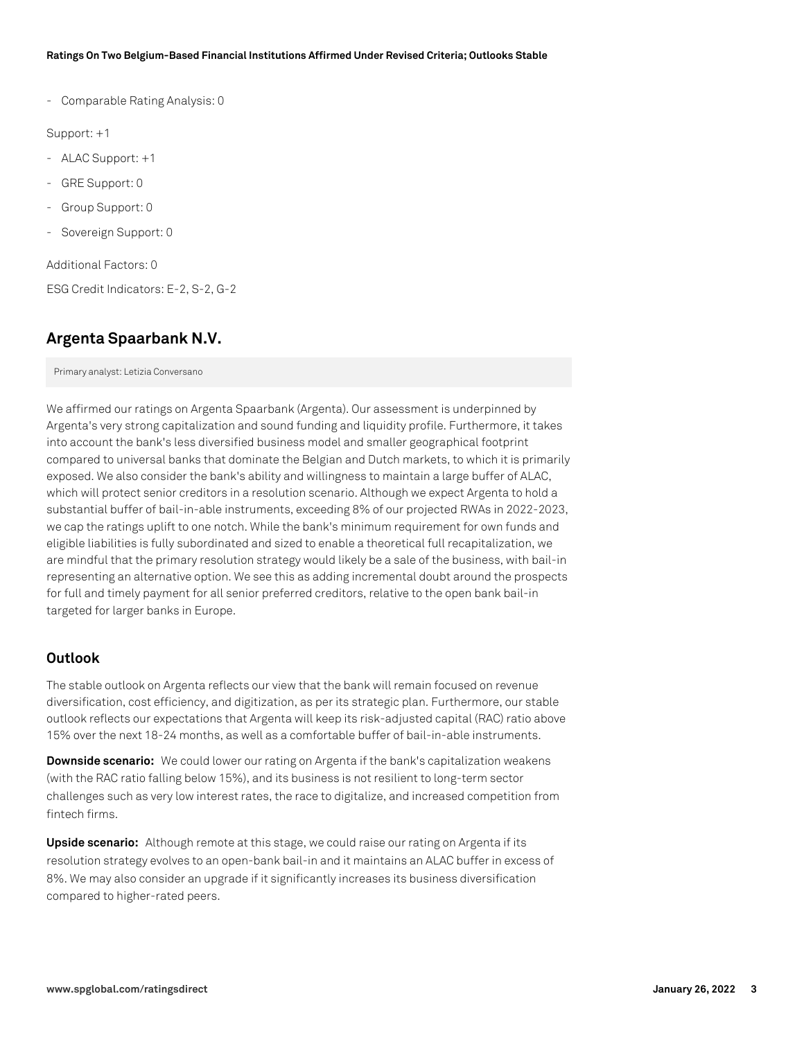- Comparable Rating Analysis: 0

Support: +1

- ALAC Support: +1
- GRE Support: 0
- Group Support: 0
- Sovereign Support: 0

Additional Factors: 0

ESG Credit Indicators: E-2, S-2, G-2

## Argenta Spaarbank N.V.

Primary analyst: Letizia Conversano

We affirmed our ratings on Argenta Spaarbank (Argenta). Our assessment is underpinned by Argenta's very strong capitalization and sound funding and liquidity profile. Furthermore, it takes into account the bank's less diversified business model and smaller geographical footprint compared to universal banks that dominate the Belgian and Dutch markets, to which it is primarily exposed. We also consider the bank's ability and willingness to maintain a large buffer of ALAC, which will protect senior creditors in a resolution scenario. Although we expect Argenta to hold a substantial buffer of bail-in-able instruments, exceeding 8% of our projected RWAs in 2022-2023, we cap the ratings uplift to one notch. While the bank's minimum requirement for own funds and eligible liabilities is fully subordinated and sized to enable a theoretical full recapitalization, we are mindful that the primary resolution strategy would likely be a sale of the business, with bail-in representing an alternative option. We see this as adding incremental doubt around the prospects for full and timely payment for all senior preferred creditors, relative to the open bank bail-in targeted for larger banks in Europe.

### Outlook

The stable outlook on Argenta reflects our view that the bank will remain focused on revenue diversification, cost efficiency, and digitization, as per its strategic plan. Furthermore, our stable outlook reflects our expectations that Argenta will keep its risk-adjusted capital (RAC) ratio above 15% over the next 18-24 months, as well as a comfortable buffer of bail-in-able instruments.

**Downside scenario:** We could lower our rating on Argenta if the bank's capitalization weakens (with the RAC ratio falling below 15%), and its business is not resilient to long-term sector challenges such as very low interest rates, the race to digitalize, and increased competition from fintech firms.

**Upside scenario:** Although remote at this stage, we could raise our rating on Argenta if its resolution strategy evolves to an open-bank bail-in and it maintains an ALAC buffer in excess of 8%. We may also consider an upgrade if it significantly increases its business diversification compared to higher-rated peers.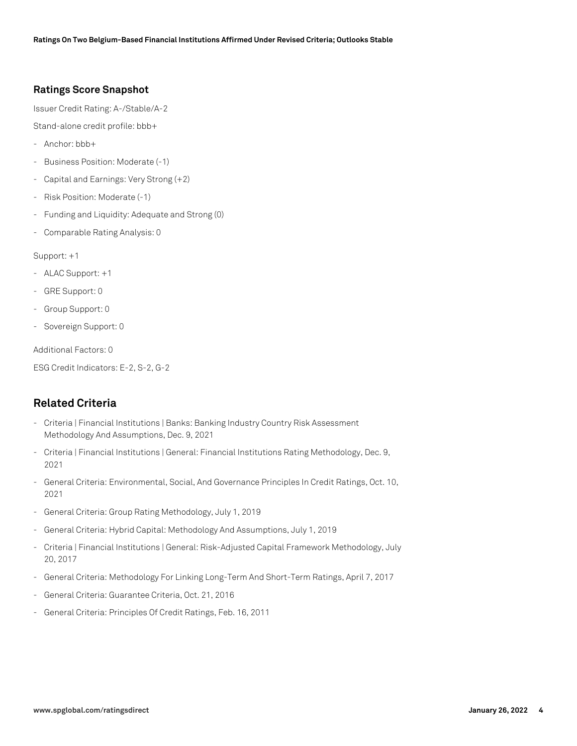### Ratings Score Snapshot

Issuer Credit Rating: A-/Stable/A-2

Stand-alone credit profile: bbb+

- Anchor: bbb+
- Business Position: Moderate (-1)
- Capital and Earnings: Very Strong (+2)
- Risk Position: Moderate (-1)
- Funding and Liquidity: Adequate and Strong (0)
- Comparable Rating Analysis: 0

Support: +1

- ALAC Support: +1
- GRE Support: 0
- Group Support: 0
- Sovereign Support: 0

Additional Factors: 0

ESG Credit Indicators: E-2, S-2, G-2

## Related Criteria

- Criteria | Financial Institutions | Banks: Banking Industry Country Risk Assessment Methodology And Assumptions, Dec. 9, 2021
- Criteria | Financial Institutions | General: Financial Institutions Rating Methodology, Dec. 9, 2021
- General Criteria: Environmental, Social, And Governance Principles In Credit Ratings, Oct. 10, 2021
- General Criteria: Group Rating Methodology, July 1, 2019
- General Criteria: Hybrid Capital: Methodology And Assumptions, July 1, 2019
- Criteria | Financial Institutions | General: Risk-Adjusted Capital Framework Methodology, July 20, 2017
- General Criteria: Methodology For Linking Long-Term And Short-Term Ratings, April 7, 2017
- General Criteria: Guarantee Criteria, Oct. 21, 2016
- General Criteria: Principles Of Credit Ratings, Feb. 16, 2011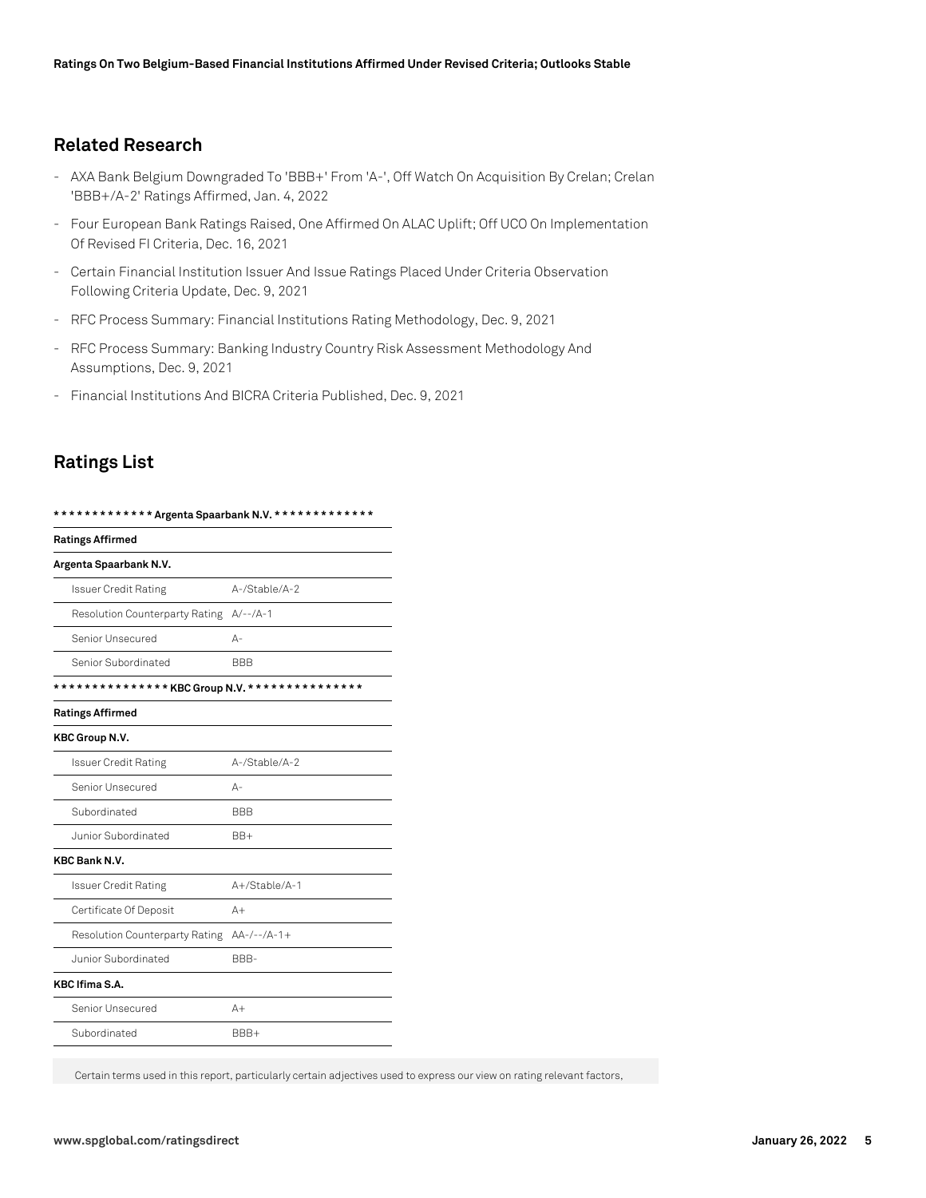## Related Research

- AXA Bank Belgium Downgraded To 'BBB+' From 'A-', Off Watch On Acquisition By Crelan; Crelan 'BBB+/A-2' Ratings Affirmed, Jan. 4, 2022
- Four European Bank Ratings Raised, One Affirmed On ALAC Uplift; Off UCO On Implementation Of Revised FI Criteria, Dec. 16, 2021
- Certain Financial Institution Issuer And Issue Ratings Placed Under Criteria Observation Following Criteria Update, Dec. 9, 2021
- RFC Process Summary: Financial Institutions Rating Methodology, Dec. 9, 2021
- RFC Process Summary: Banking Industry Country Risk Assessment Methodology And Assumptions, Dec. 9, 2021
- Financial Institutions And BICRA Criteria Published, Dec. 9, 2021

## Ratings List

| ************* Argenta Spaarbank N.V. ************* | |
|---|---|
| **Ratings Affirmed** | |
| **Argenta Spaarbank N.V.** | |
| Issuer Credit Rating | A-/Stable/A-2 |
| Resolution Counterparty Rating | A/--/A-1 |
| Senior Unsecured | A- |
| Senior Subordinated | BBB |
| *************** **KBC Group N.V.** *************** | |
| **Ratings Affirmed** | |
| **KBC Group N.V.** | |
| Issuer Credit Rating | A-/Stable/A-2 |
| Senior Unsecured | A- |
| Subordinated | BBB |
| Junior Subordinated | BB+ |
| **KBC Bank N.V.** | |
| Issuer Credit Rating | A+/Stable/A-1 |
| Certificate Of Deposit | A+ |
| Resolution Counterparty Rating | AA-/--/A-1+ |
| Junior Subordinated | BBB- |
| **KBC Ifima S.A.** | |
| Senior Unsecured | A+ |
| Subordinated | BBB+ |

Certain terms used in this report, particularly certain adjectives used to express our view on rating relevant factors,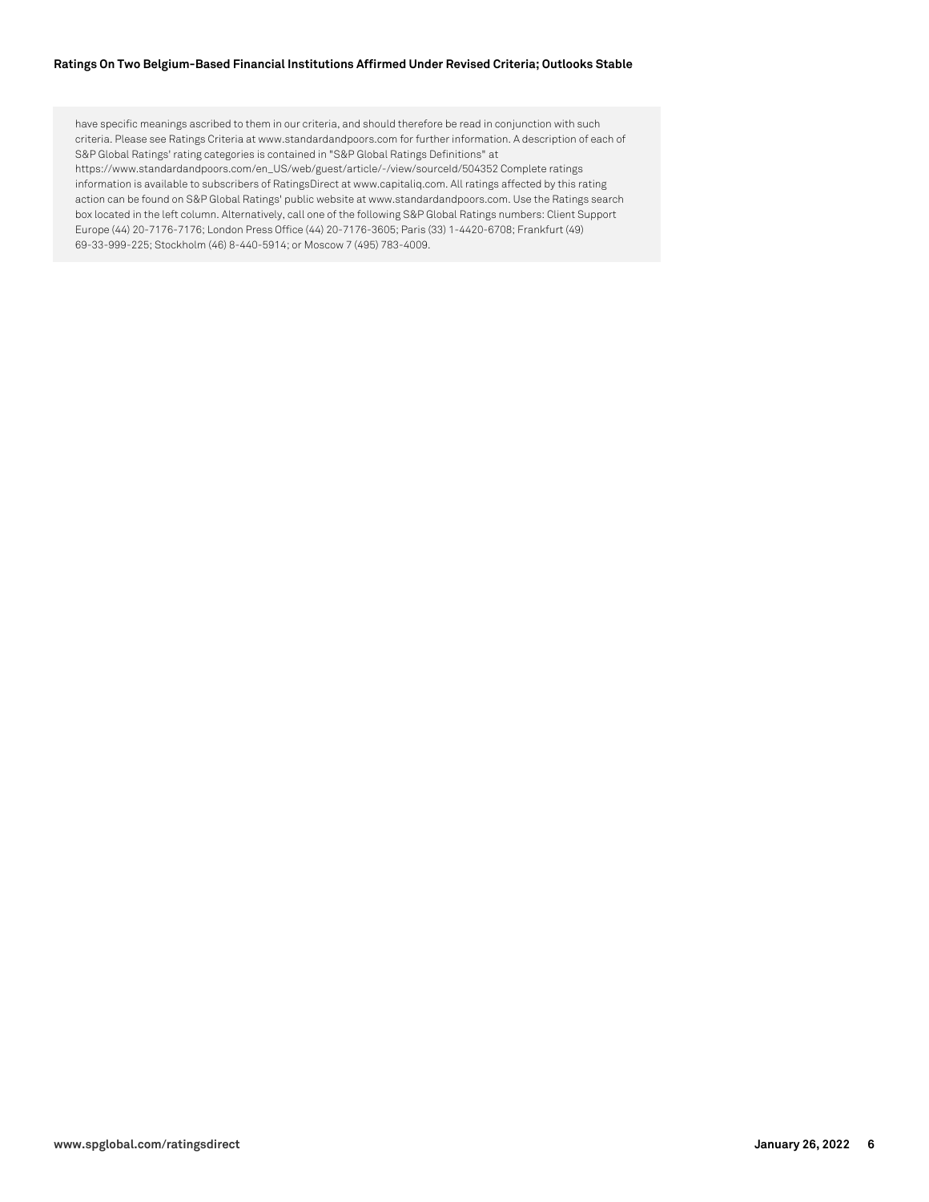have specific meanings ascribed to them in our criteria, and should therefore be read in conjunction with such criteria. Please see Ratings Criteria at www.standardandpoors.com for further information. A description of each of S&P Global Ratings' rating categories is contained in "S&P Global Ratings Definitions" at https://www.standardandpoors.com/en_US/web/guest/article/-/view/sourceId/504352 Complete ratings information is available to subscribers of RatingsDirect at www.capitaliq.com. All ratings affected by this rating action can be found on S&P Global Ratings' public website at www.standardandpoors.com. Use the Ratings search box located in the left column. Alternatively, call one of the following S&P Global Ratings numbers: Client Support Europe (44) 20-7176-7176; London Press Office (44) 20-7176-3605; Paris (33) 1-4420-6708; Frankfurt (49) 69-33-999-225; Stockholm (46) 8-440-5914; or Moscow 7 (495) 783-4009.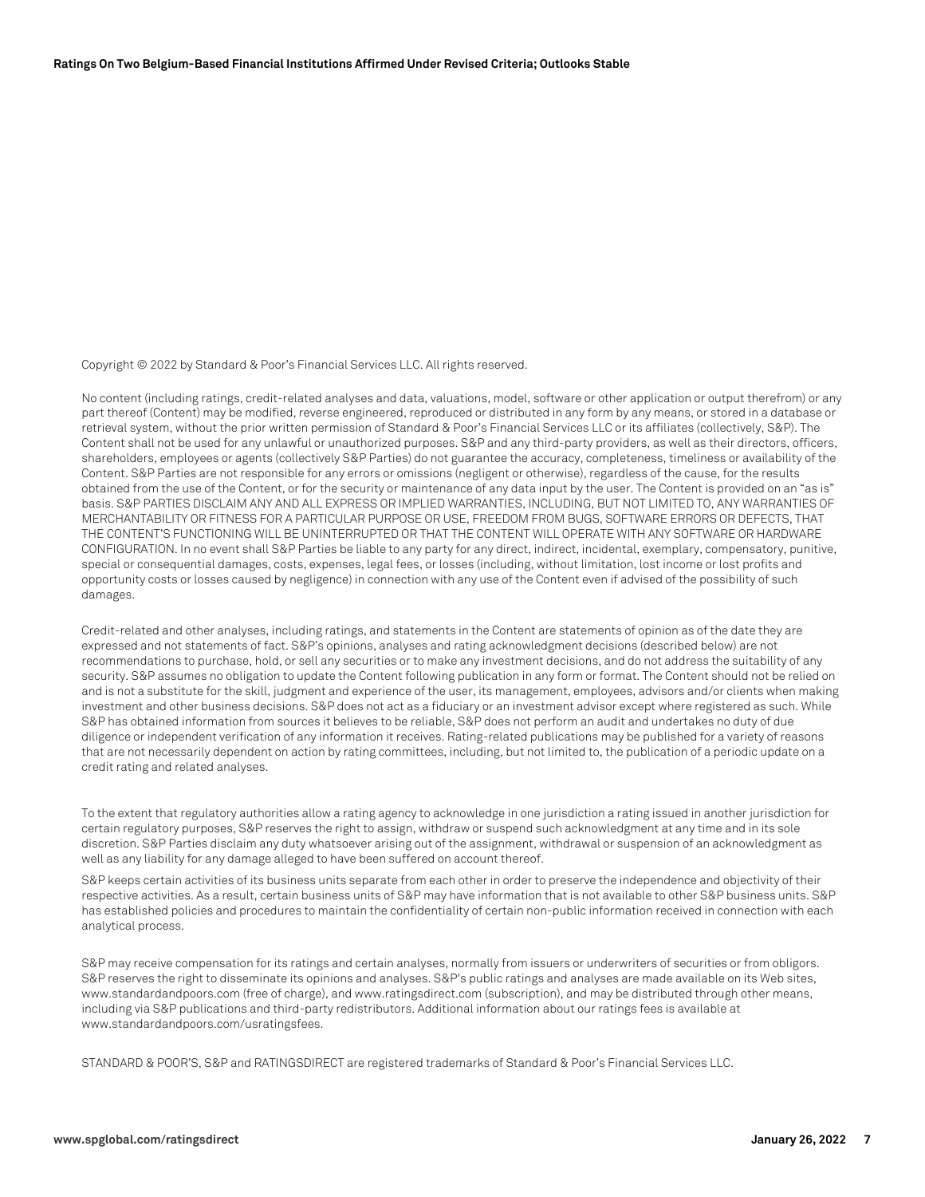Copyright © 2022 by Standard & Poor's Financial Services LLC. All rights reserved.

No content (including ratings, credit-related analyses and data, valuations, model, software or other application or output therefrom) or any part thereof (Content) may be modified, reverse engineered, reproduced or distributed in any form by any means, or stored in a database or retrieval system, without the prior written permission of Standard & Poor's Financial Services LLC or its affiliates (collectively, S&P). The Content shall not be used for any unlawful or unauthorized purposes. S&P and any third-party providers, as well as their directors, officers, shareholders, employees or agents (collectively S&P Parties) do not guarantee the accuracy, completeness, timeliness or availability of the Content. S&P Parties are not responsible for any errors or omissions (negligent or otherwise), regardless of the cause, for the results obtained from the use of the Content, or for the security or maintenance of any data input by the user. The Content is provided on an "as is" basis. S&P PARTIES DISCLAIM ANY AND ALL EXPRESS OR IMPLIED WARRANTIES, INCLUDING, BUT NOT LIMITED TO, ANY WARRANTIES OF MERCHANTABILITY OR FITNESS FOR A PARTICULAR PURPOSE OR USE, FREEDOM FROM BUGS, SOFTWARE ERRORS OR DEFECTS, THAT THE CONTENT'S FUNCTIONING WILL BE UNINTERRUPTED OR THAT THE CONTENT WILL OPERATE WITH ANY SOFTWARE OR HARDWARE CONFIGURATION. In no event shall S&P Parties be liable to any party for any direct, indirect, incidental, exemplary, compensatory, punitive, special or consequential damages, costs, expenses, legal fees, or losses (including, without limitation, lost income or lost profits and opportunity costs or losses caused by negligence) in connection with any use of the Content even if advised of the possibility of such damages.

Credit-related and other analyses, including ratings, and statements in the Content are statements of opinion as of the date they are expressed and not statements of fact. S&P's opinions, analyses and rating acknowledgment decisions (described below) are not recommendations to purchase, hold, or sell any securities or to make any investment decisions, and do not address the suitability of any security. S&P assumes no obligation to update the Content following publication in any form or format. The Content should not be relied on and is not a substitute for the skill, judgment and experience of the user, its management, employees, advisors and/or clients when making investment and other business decisions. S&P does not act as a fiduciary or an investment advisor except where registered as such. While S&P has obtained information from sources it believes to be reliable, S&P does not perform an audit and undertakes no duty of due diligence or independent verification of any information it receives. Rating-related publications may be published for a variety of reasons that are not necessarily dependent on action by rating committees, including, but not limited to, the publication of a periodic update on a credit rating and related analyses.

To the extent that regulatory authorities allow a rating agency to acknowledge in one jurisdiction a rating issued in another jurisdiction for certain regulatory purposes, S&P reserves the right to assign, withdraw or suspend such acknowledgment at any time and in its sole discretion. S&P Parties disclaim any duty whatsoever arising out of the assignment, withdrawal or suspension of an acknowledgment as well as any liability for any damage alleged to have been suffered on account thereof.

S&P keeps certain activities of its business units separate from each other in order to preserve the independence and objectivity of their respective activities. As a result, certain business units of S&P may have information that is not available to other S&P business units. S&P has established policies and procedures to maintain the confidentiality of certain non-public information received in connection with each analytical process.

S&P may receive compensation for its ratings and certain analyses, normally from issuers or underwriters of securities or from obligors. S&P reserves the right to disseminate its opinions and analyses. S&P's public ratings and analyses are made available on its Web sites, www.standardandpoors.com (free of charge), and www.ratingsdirect.com (subscription), and may be distributed through other means, including via S&P publications and third-party redistributors. Additional information about our ratings fees is available at www.standardandpoors.com/usratingsfees.

STANDARD & POOR'S, S&P and RATINGSDIRECT are registered trademarks of Standard & Poor's Financial Services LLC.